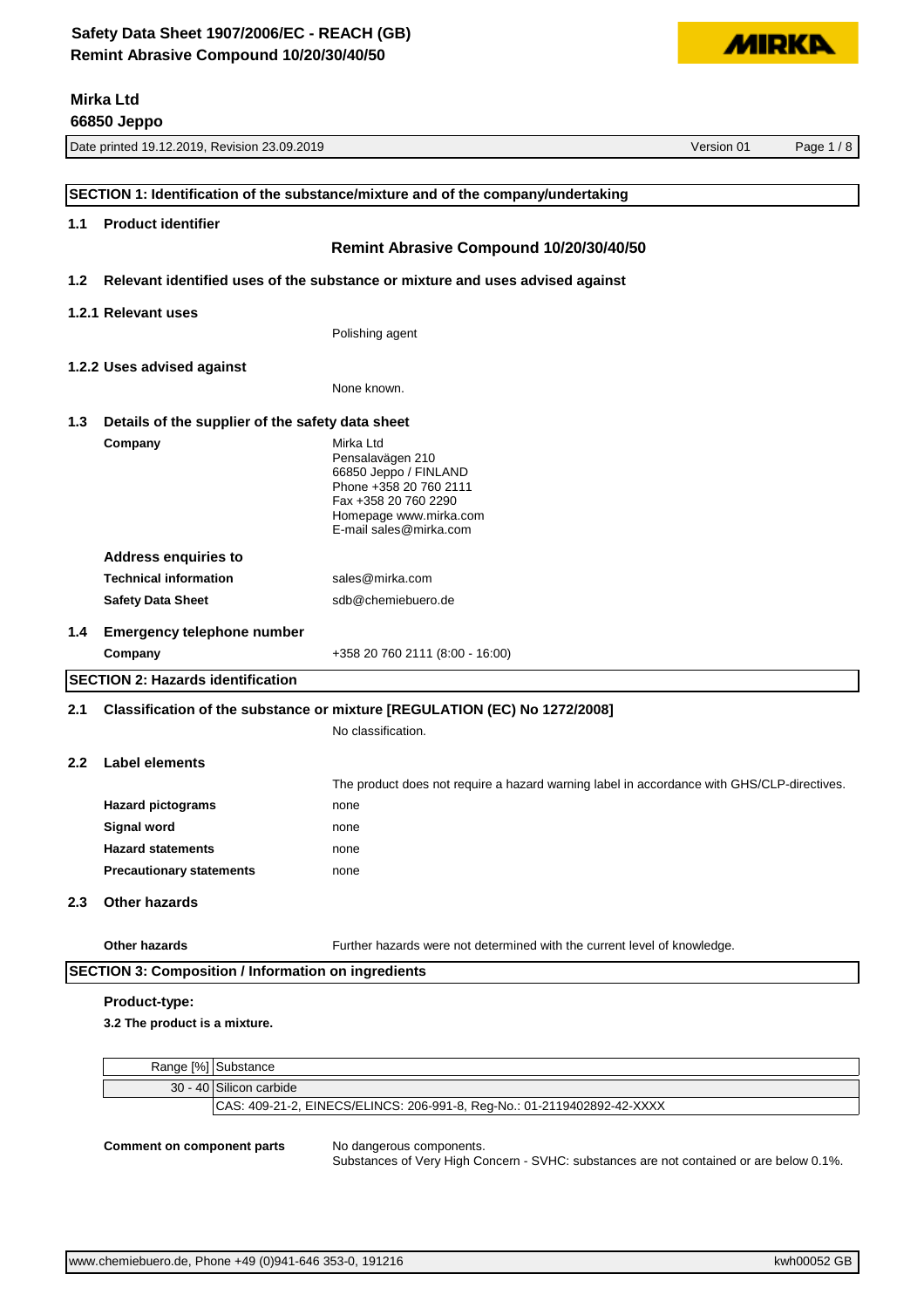# Safety Data Sheet 1907/2006/EC - REACH (GB)
# Remint Abrasive Compound 10/20/30/40/50

**Mirka Ltd**
**66850 Jeppo**

Date printed 19.12.2019, Revision 23.09.2019 | Version 01

## SECTION 1: Identification of the substance/mixture and of the company/undertaking

### 1.1 Product identifier

**Remint Abrasive Compound 10/20/30/40/50**

### 1.2 Relevant identified uses of the substance or mixture and uses advised against

#### 1.2.1 Relevant uses

Polishing agent

#### 1.2.2 Uses advised against

None known.

### 1.3 Details of the supplier of the safety data sheet

**Company**
Mirka Ltd
Pensalavägen 210
66850 Jeppo / FINLAND
Phone +358 20 760 2111
Fax +358 20 760 2290
Homepage www.mirka.com
E-mail sales@mirka.com

**Address enquiries to**

**Technical information**: sales@mirka.com

**Safety Data Sheet**: sdb@chemiebuero.de

### 1.4 Emergency telephone number

**Company**: +358 20 760 2111 (8:00 - 16:00)

## SECTION 2: Hazards identification

### 2.1 Classification of the substance or mixture [REGULATION (EC) No 1272/2008]

No classification.

### 2.2 Label elements

The product does not require a hazard warning label in accordance with GHS/CLP-directives.

**Hazard pictograms**: none

**Signal word**: none

**Hazard statements**: none

**Precautionary statements**: none

### 2.3 Other hazards

**Other hazards**: Further hazards were not determined with the current level of knowledge.

## SECTION 3: Composition / Information on ingredients

**Product-type:**

**3.2 The product is a mixture.**

| Range [%] | Substance |
|---|---|
| 30 - 40 | Silicon carbide |
| | CAS: 409-21-2, EINECS/ELINCS: 206-991-8, Reg-No.: 01-2119402892-42-XXXX |

**Comment on component parts**: No dangerous components.
Substances of Very High Concern - SVHC: substances are not contained or are below 0.1%.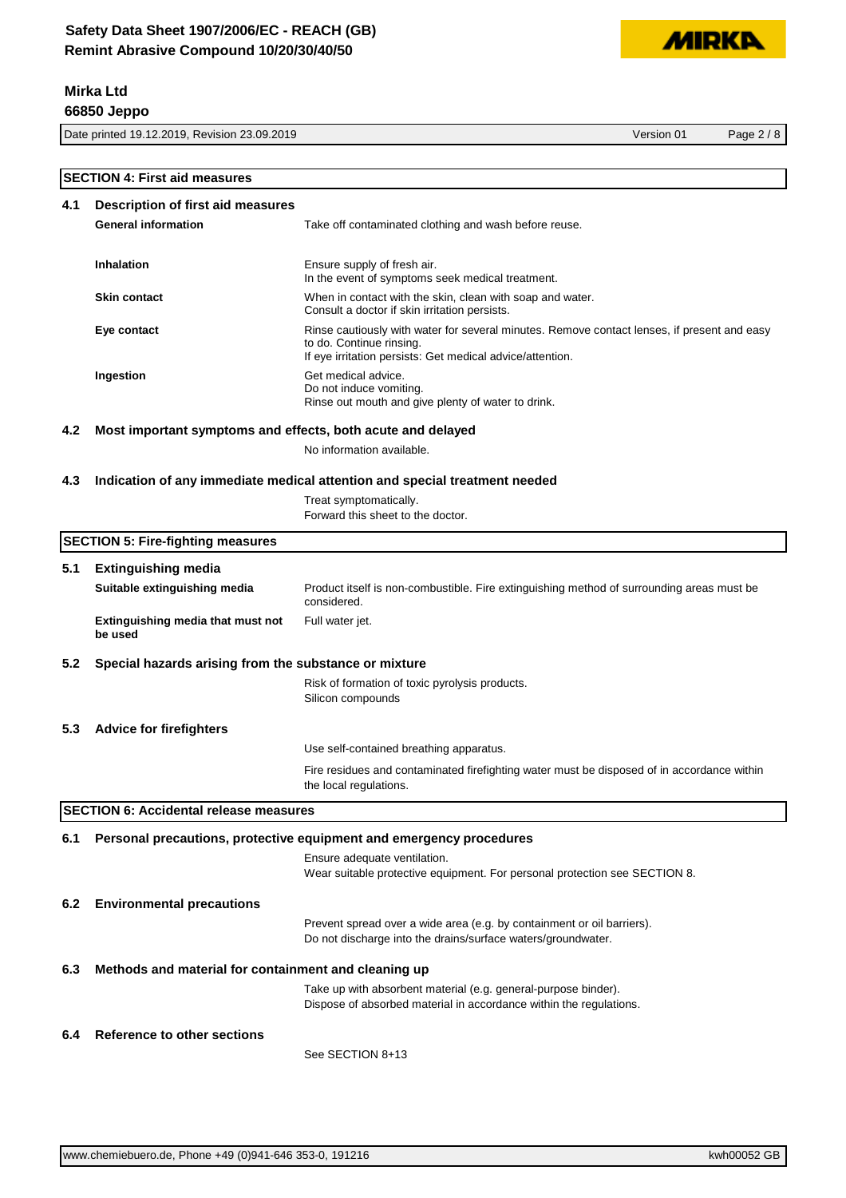## SECTION 4: First aid measures

### 4.1 Description of first aid measures

| | |
|---|---|
| **General information** | Take off contaminated clothing and wash before reuse. |
| **Inhalation** | Ensure supply of fresh air.<br>In the event of symptoms seek medical treatment. |
| **Skin contact** | When in contact with the skin, clean with soap and water.<br>Consult a doctor if skin irritation persists. |
| **Eye contact** | Rinse cautiously with water for several minutes. Remove contact lenses, if present and easy to do. Continue rinsing.<br>If eye irritation persists: Get medical advice/attention. |
| **Ingestion** | Get medical advice.<br>Do not induce vomiting.<br>Rinse out mouth and give plenty of water to drink. |

### 4.2 Most important symptoms and effects, both acute and delayed

No information available.

### 4.3 Indication of any immediate medical attention and special treatment needed

Treat symptomatically.
Forward this sheet to the doctor.

## SECTION 5: Fire-fighting measures

### 5.1 Extinguishing media

| | |
|---|---|
| **Suitable extinguishing media** | Product itself is non-combustible. Fire extinguishing method of surrounding areas must be considered. |
| **Extinguishing media that must not be used** | Full water jet. |

### 5.2 Special hazards arising from the substance or mixture

Risk of formation of toxic pyrolysis products.
Silicon compounds

### 5.3 Advice for firefighters

Use self-contained breathing apparatus.

Fire residues and contaminated firefighting water must be disposed of in accordance within the local regulations.

## SECTION 6: Accidental release measures

### 6.1 Personal precautions, protective equipment and emergency procedures

Ensure adequate ventilation.
Wear suitable protective equipment. For personal protection see SECTION 8.

### 6.2 Environmental precautions

Prevent spread over a wide area (e.g. by containment or oil barriers).
Do not discharge into the drains/surface waters/groundwater.

### 6.3 Methods and material for containment and cleaning up

Take up with absorbent material (e.g. general-purpose binder).
Dispose of absorbed material in accordance within the regulations.

### 6.4 Reference to other sections

See SECTION 8+13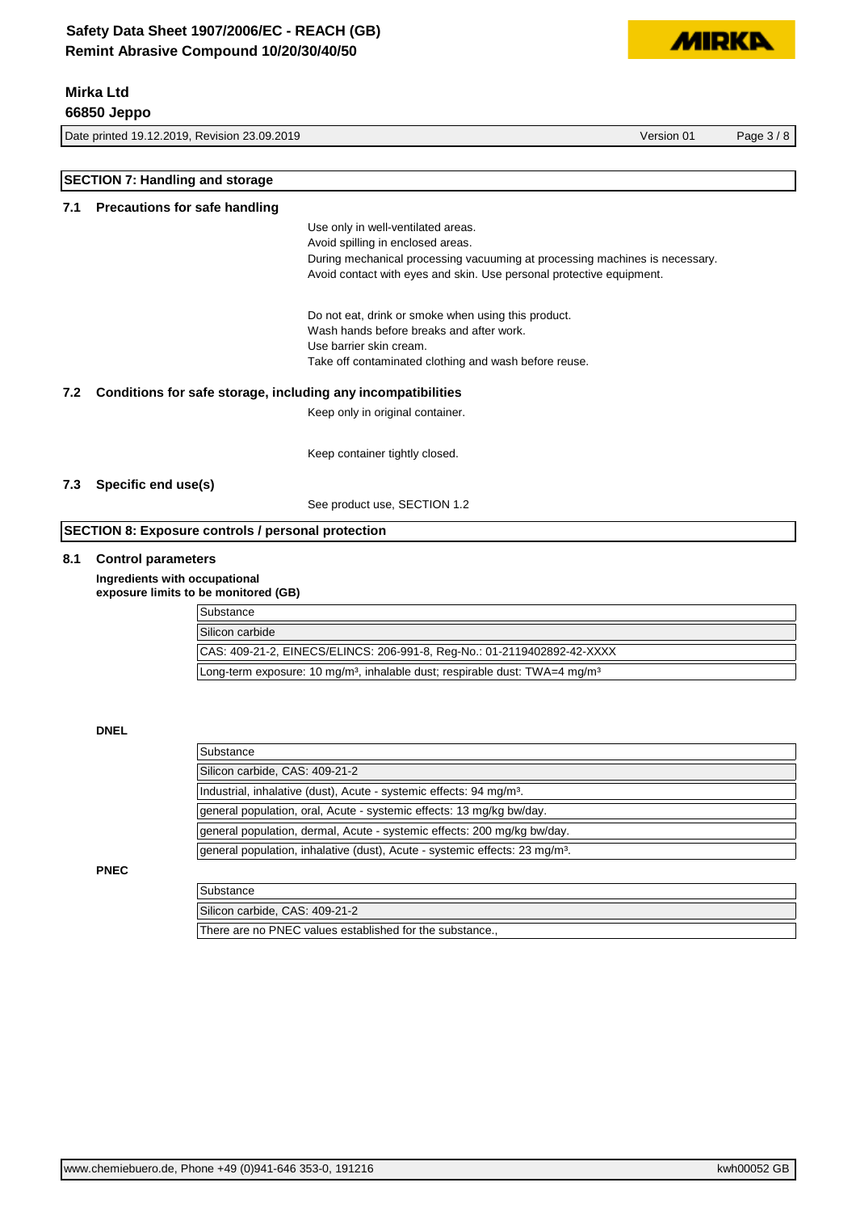## SECTION 7: Handling and storage

### 7.1 Precautions for safe handling

Use only in well-ventilated areas.
Avoid spilling in enclosed areas.
During mechanical processing vacuuming at processing machines is necessary.
Avoid contact with eyes and skin. Use personal protective equipment.

Do not eat, drink or smoke when using this product.
Wash hands before breaks and after work.
Use barrier skin cream.
Take off contaminated clothing and wash before reuse.

### 7.2 Conditions for safe storage, including any incompatibilities

Keep only in original container.

Keep container tightly closed.

### 7.3 Specific end use(s)

See product use, SECTION 1.2

## SECTION 8: Exposure controls / personal protection

### 8.1 Control parameters

**Ingredients with occupational exposure limits to be monitored (GB)**

| Substance |
|---|
| Silicon carbide |
| CAS: 409-21-2, EINECS/ELINCS: 206-991-8, Reg-No.: 01-2119402892-42-XXXX |
| Long-term exposure: 10 mg/m³, inhalable dust; respirable dust: TWA=4 mg/m³ |

**DNEL**

| Substance |
|---|
| Silicon carbide, CAS: 409-21-2 |
| Industrial, inhalative (dust), Acute - systemic effects: 94 mg/m³. |
| general population, oral, Acute - systemic effects: 13 mg/kg bw/day. |
| general population, dermal, Acute - systemic effects: 200 mg/kg bw/day. |
| general population, inhalative (dust), Acute - systemic effects: 23 mg/m³. |

**PNEC**

| Substance |
|---|
| Silicon carbide, CAS: 409-21-2 |
| There are no PNEC values established for the substance., |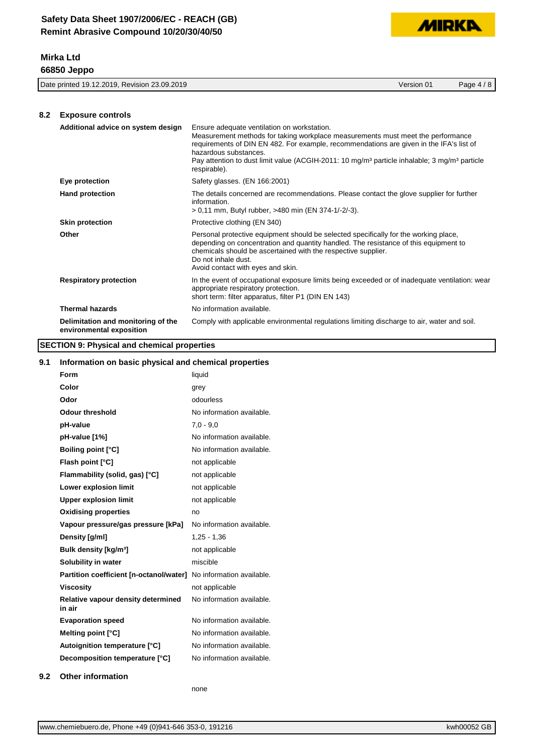## 8.2 Exposure controls

| | |
|---|---|
| **Additional advice on system design** | Ensure adequate ventilation on workstation.<br>Measurement methods for taking workplace measurements must meet the performance requirements of DIN EN 482. For example, recommendations are given in the IFA's list of hazardous substances.<br>Pay attention to dust limit value (ACGIH-2011: 10 mg/m³ particle inhalable; 3 mg/m³ particle respirable). |
| **Eye protection** | Safety glasses. (EN 166:2001) |
| **Hand protection** | The details concerned are recommendations. Please contact the glove supplier for further information.<br>> 0,11 mm, Butyl rubber, >480 min (EN 374-1/-2/-3). |
| **Skin protection** | Protective clothing (EN 340) |
| **Other** | Personal protective equipment should be selected specifically for the working place, depending on concentration and quantity handled. The resistance of this equipment to chemicals should be ascertained with the respective supplier.<br>Do not inhale dust.<br>Avoid contact with eyes and skin. |
| **Respiratory protection** | In the event of occupational exposure limits being exceeded or of inadequate ventilation: wear appropriate respiratory protection.<br>short term: filter apparatus, filter P1 (DIN EN 143) |
| **Thermal hazards** | No information available. |
| **Delimitation and monitoring of the environmental exposition** | Comply with applicable environmental regulations limiting discharge to air, water and soil. |

# SECTION 9: Physical and chemical properties

## 9.1 Information on basic physical and chemical properties

| | |
|---|---|
| **Form** | liquid |
| **Color** | grey |
| **Odor** | odourless |
| **Odour threshold** | No information available. |
| **pH-value** | 7,0 - 9,0 |
| **pH-value [1%]** | No information available. |
| **Boiling point [°C]** | No information available. |
| **Flash point [°C]** | not applicable |
| **Flammability (solid, gas) [°C]** | not applicable |
| **Lower explosion limit** | not applicable |
| **Upper explosion limit** | not applicable |
| **Oxidising properties** | no |
| **Vapour pressure/gas pressure [kPa]** | No information available. |
| **Density [g/ml]** | 1,25 - 1,36 |
| **Bulk density [kg/m³]** | not applicable |
| **Solubility in water** | miscible |
| **Partition coefficient [n-octanol/water]** | No information available. |
| **Viscosity** | not applicable |
| **Relative vapour density determined in air** | No information available. |
| **Evaporation speed** | No information available. |
| **Melting point [°C]** | No information available. |
| **Autoignition temperature [°C]** | No information available. |
| **Decomposition temperature [°C]** | No information available. |

## 9.2 Other information

none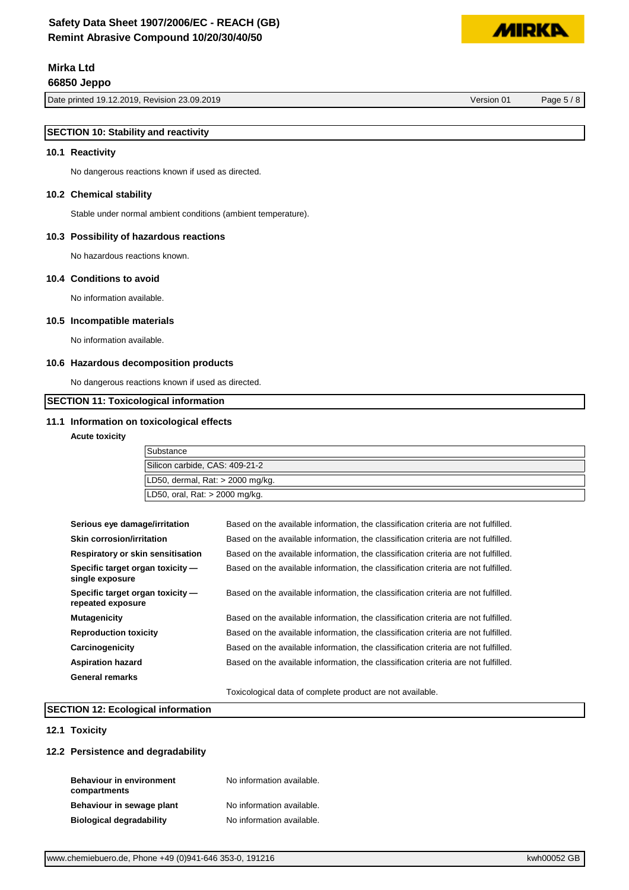## SECTION 10: Stability and reactivity

### 10.1 Reactivity

No dangerous reactions known if used as directed.

### 10.2 Chemical stability

Stable under normal ambient conditions (ambient temperature).

### 10.3 Possibility of hazardous reactions

No hazardous reactions known.

### 10.4 Conditions to avoid

No information available.

### 10.5 Incompatible materials

No information available.

### 10.6 Hazardous decomposition products

No dangerous reactions known if used as directed.

## SECTION 11: Toxicological information

### 11.1 Information on toxicological effects

**Acute toxicity**

| Substance |
|---|
| Silicon carbide, CAS: 409-21-2 |
| LD50, dermal, Rat: > 2000 mg/kg. |
| LD50, oral, Rat: > 2000 mg/kg. |

| | |
|---|---|
| **Serious eye damage/irritation** | Based on the available information, the classification criteria are not fulfilled. |
| **Skin corrosion/irritation** | Based on the available information, the classification criteria are not fulfilled. |
| **Respiratory or skin sensitisation** | Based on the available information, the classification criteria are not fulfilled. |
| **Specific target organ toxicity — single exposure** | Based on the available information, the classification criteria are not fulfilled. |
| **Specific target organ toxicity — repeated exposure** | Based on the available information, the classification criteria are not fulfilled. |
| **Mutagenicity** | Based on the available information, the classification criteria are not fulfilled. |
| **Reproduction toxicity** | Based on the available information, the classification criteria are not fulfilled. |
| **Carcinogenicity** | Based on the available information, the classification criteria are not fulfilled. |
| **Aspiration hazard** | Based on the available information, the classification criteria are not fulfilled. |

**General remarks**

Toxicological data of complete product are not available.

## SECTION 12: Ecological information

### 12.1 Toxicity

### 12.2 Persistence and degradability

| | |
|---|---|
| **Behaviour in environment compartments** | No information available. |
| **Behaviour in sewage plant** | No information available. |
| **Biological degradability** | No information available. |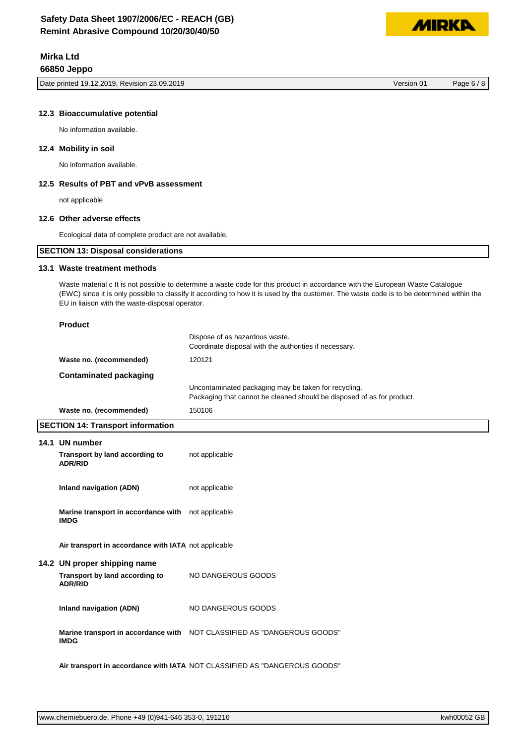### 12.3 Bioaccumulative potential

No information available.

### 12.4 Mobility in soil

No information available.

### 12.5 Results of PBT and vPvB assessment

not applicable

### 12.6 Other adverse effects

Ecological data of complete product are not available.

## SECTION 13: Disposal considerations

### 13.1 Waste treatment methods

Waste material c It is not possible to determine a waste code for this product in accordance with the European Waste Catalogue (EWC) since it is only possible to classify it according to how it is used by the customer. The waste code is to be determined within the EU in liaison with the waste-disposal operator.

**Product**

| | |
|---|---|
| | Dispose of as hazardous waste. Coordinate disposal with the authorities if necessary. |
| **Waste no. (recommended)** | 120121 |

**Contaminated packaging**

| | |
|---|---|
| | Uncontaminated packaging may be taken for recycling. Packaging that cannot be cleaned should be disposed of as for product. |
| **Waste no. (recommended)** | 150106 |

## SECTION 14: Transport information

### 14.1 UN number

| | |
|---|---|
| **Transport by land according to ADR/RID** | not applicable |
| **Inland navigation (ADN)** | not applicable |
| **Marine transport in accordance with IMDG** | not applicable |
| **Air transport in accordance with IATA** | not applicable |

### 14.2 UN proper shipping name

| | |
|---|---|
| **Transport by land according to ADR/RID** | NO DANGEROUS GOODS |
| **Inland navigation (ADN)** | NO DANGEROUS GOODS |
| **Marine transport in accordance with IMDG** | NOT CLASSIFIED AS "DANGEROUS GOODS" |
| **Air transport in accordance with IATA** | NOT CLASSIFIED AS "DANGEROUS GOODS" |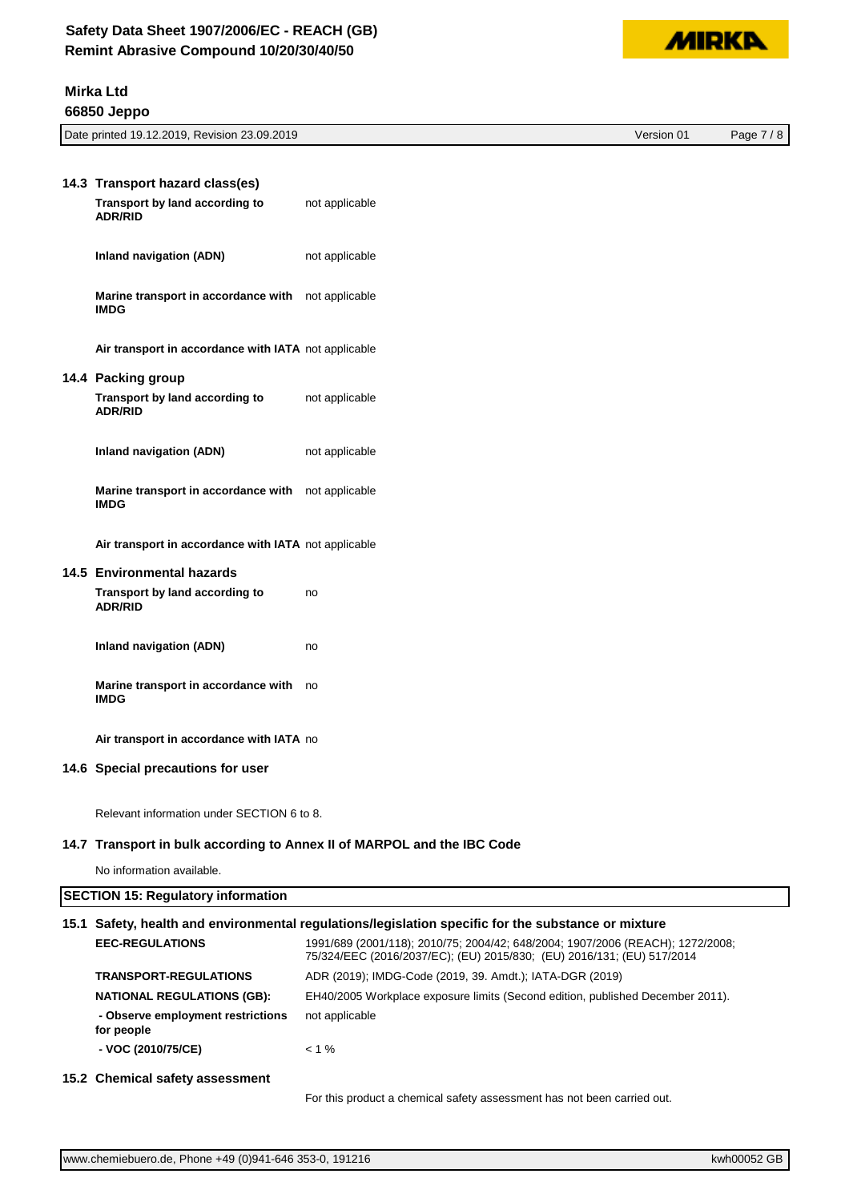### 14.3 Transport hazard class(es)

| | |
|---|---|
| **Transport by land according to ADR/RID** | not applicable |
| **Inland navigation (ADN)** | not applicable |
| **Marine transport in accordance with IMDG** | not applicable |
| **Air transport in accordance with IATA** | not applicable |

### 14.4 Packing group

| | |
|---|---|
| **Transport by land according to ADR/RID** | not applicable |
| **Inland navigation (ADN)** | not applicable |
| **Marine transport in accordance with IMDG** | not applicable |
| **Air transport in accordance with IATA** | not applicable |

### 14.5 Environmental hazards

| | |
|---|---|
| **Transport by land according to ADR/RID** | no |
| **Inland navigation (ADN)** | no |
| **Marine transport in accordance with IMDG** | no |
| **Air transport in accordance with IATA** | no |

### 14.6 Special precautions for user

Relevant information under SECTION 6 to 8.

### 14.7 Transport in bulk according to Annex II of MARPOL and the IBC Code

No information available.

## SECTION 15: Regulatory information

### 15.1 Safety, health and environmental regulations/legislation specific for the substance or mixture

| | |
|---|---|
| **EEC-REGULATIONS** | 1991/689 (2001/118); 2010/75; 2004/42; 648/2004; 1907/2006 (REACH); 1272/2008; 75/324/EEC (2016/2037/EC); (EU) 2015/830; (EU) 2016/131; (EU) 517/2014 |
| **TRANSPORT-REGULATIONS** | ADR (2019); IMDG-Code (2019, 39. Amdt.); IATA-DGR (2019) |
| **NATIONAL REGULATIONS (GB):** | EH40/2005 Workplace exposure limits (Second edition, published December 2011). |
| **- Observe employment restrictions for people** | not applicable |
| **- VOC (2010/75/CE)** | < 1 % |

### 15.2 Chemical safety assessment

For this product a chemical safety assessment has not been carried out.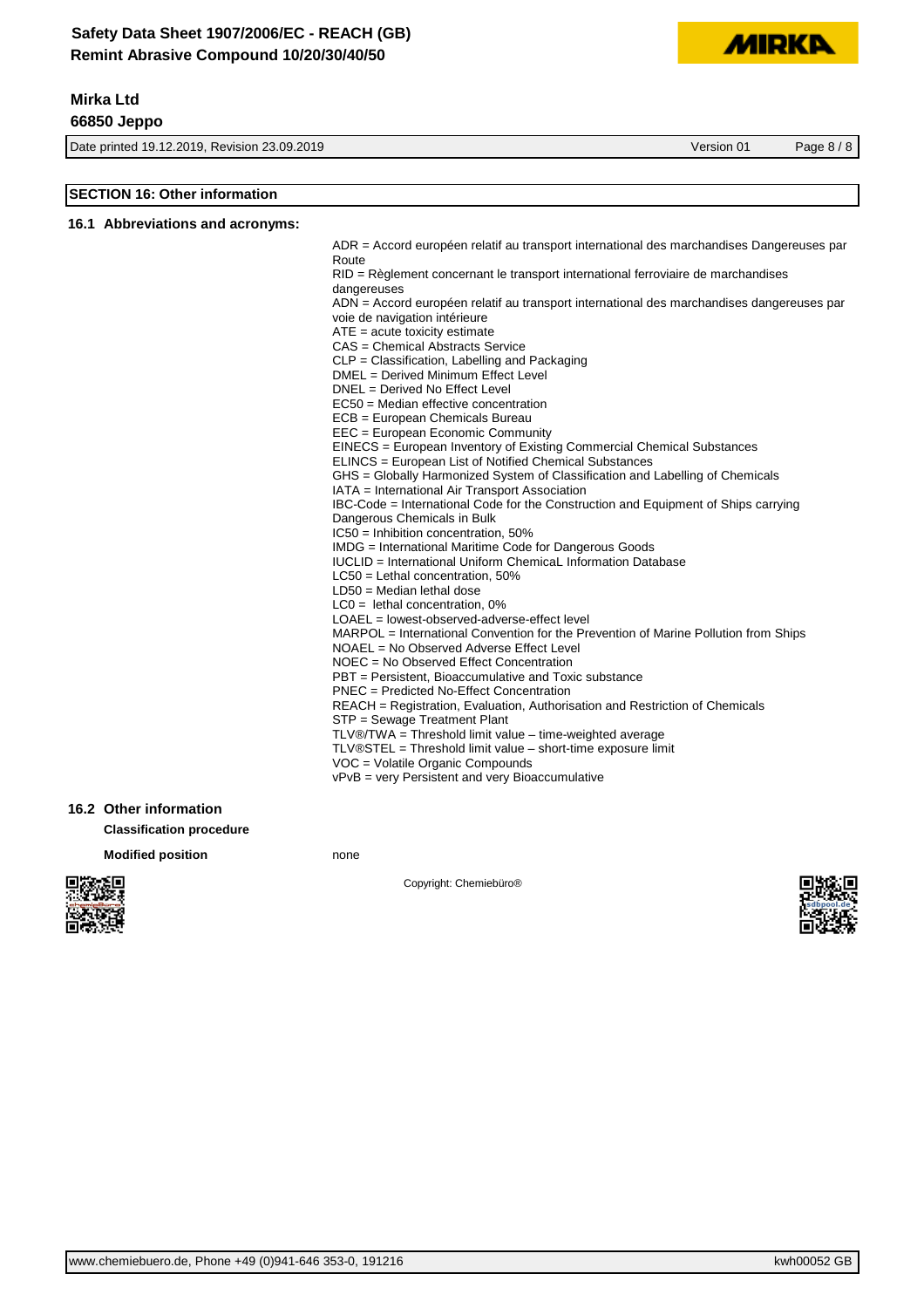## SECTION 16: Other information

### 16.1 Abbreviations and acronyms:

ADR = Accord européen relatif au transport international des marchandises Dangereuses par Route
RID = Règlement concernant le transport international ferroviaire de marchandises dangereuses
ADN = Accord européen relatif au transport international des marchandises dangereuses par voie de navigation intérieure
ATE = acute toxicity estimate
CAS = Chemical Abstracts Service
CLP = Classification, Labelling and Packaging
DMEL = Derived Minimum Effect Level
DNEL = Derived No Effect Level
EC50 = Median effective concentration
ECB = European Chemicals Bureau
EEC = European Economic Community
EINECS = European Inventory of Existing Commercial Chemical Substances
ELINCS = European List of Notified Chemical Substances
GHS = Globally Harmonized System of Classification and Labelling of Chemicals
IATA = International Air Transport Association
IBC-Code = International Code for the Construction and Equipment of Ships carrying Dangerous Chemicals in Bulk
IC50 = Inhibition concentration, 50%
IMDG = International Maritime Code for Dangerous Goods
IUCLID = International Uniform ChemicaL Information Database
LC50 = Lethal concentration, 50%
LD50 = Median lethal dose
LC0 = lethal concentration, 0%
LOAEL = lowest-observed-adverse-effect level
MARPOL = International Convention for the Prevention of Marine Pollution from Ships
NOAEL = No Observed Adverse Effect Level
NOEC = No Observed Effect Concentration
PBT = Persistent, Bioaccumulative and Toxic substance
PNEC = Predicted No-Effect Concentration
REACH = Registration, Evaluation, Authorisation and Restriction of Chemicals
STP = Sewage Treatment Plant
TLV®/TWA = Threshold limit value – time-weighted average
TLV®STEL = Threshold limit value – short-time exposure limit
VOC = Volatile Organic Compounds
vPvB = very Persistent and very Bioaccumulative

### 16.2 Other information

**Classification procedure**

**Modified position** none

Copyright: Chemiebüro®